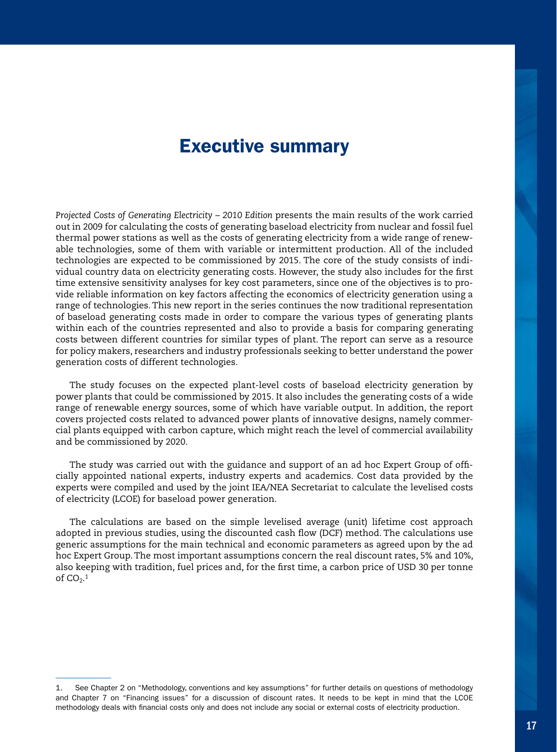# Executive summary

*Projected Costs of Generating Electricity – 2010 Edition* presents the main results of the work carried out in 2009 for calculating the costs of generating baseload electricity from nuclear and fossil fuel thermal power stations as well as the costs of generating electricity from a wide range of renewable technologies, some of them with variable or intermittent production. All of the included technologies are expected to be commissioned by 2015. The core of the study consists of individual country data on electricity generating costs. However, the study also includes for the first time extensive sensitivity analyses for key cost parameters, since one of the objectives is to provide reliable information on key factors affecting the economics of electricity generation using a range of technologies. This new report in the series continues the now traditional representation of baseload generating costs made in order to compare the various types of generating plants within each of the countries represented and also to provide a basis for comparing generating costs between different countries for similar types of plant. The report can serve as a resource for policy makers, researchers and industry professionals seeking to better understand the power generation costs of different technologies.

The study focuses on the expected plant-level costs of baseload electricity generation by power plants that could be commissioned by 2015. It also includes the generating costs of a wide range of renewable energy sources, some of which have variable output. In addition, the report covers projected costs related to advanced power plants of innovative designs, namely commercial plants equipped with carbon capture, which might reach the level of commercial availability and be commissioned by 2020.

The study was carried out with the guidance and support of an ad hoc Expert Group of officially appointed national experts, industry experts and academics. Cost data provided by the experts were compiled and used by the joint IEA/NEA Secretariat to calculate the levelised costs of electricity (LCOE) for baseload power generation.

The calculations are based on the simple levelised average (unit) lifetime cost approach adopted in previous studies, using the discounted cash flow (DCF) method. The calculations use generic assumptions for the main technical and economic parameters as agreed upon by the ad hoc Expert Group. The most important assumptions concern the real discount rates, 5% and 10%, also keeping with tradition, fuel prices and, for the first time, a carbon price of USD 30 per tonne of $CO_2$.[1]

1. See Chapter 2 on "Methodology, conventions and key assumptions" for further details on questions of methodology and Chapter 7 on "Financing issues" for a discussion of discount rates. It needs to be kept in mind that the LCOE methodology deals with financial costs only and does not include any social or external costs of electricity production.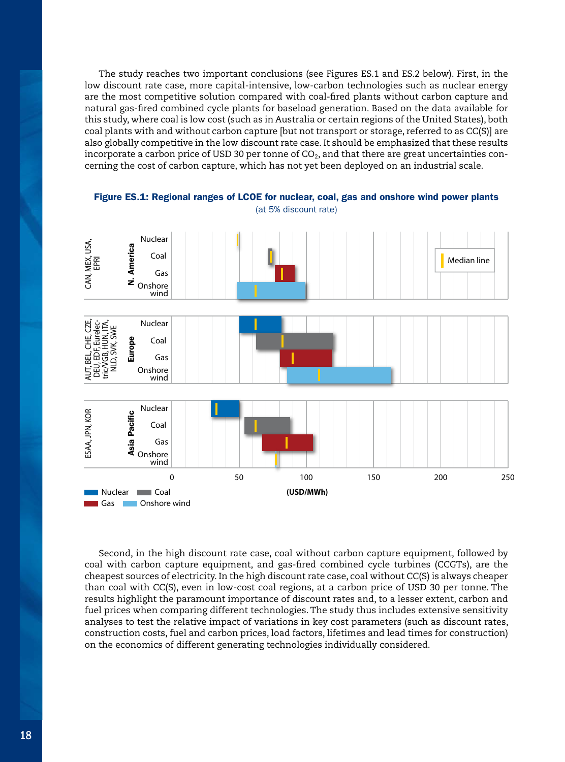The study reaches two important conclusions (see Figures ES.1 and ES.2 below). First, in the low discount rate case, more capital-intensive, low-carbon technologies such as nuclear energy are the most competitive solution compared with coal-fired plants without carbon capture and natural gas-fired combined cycle plants for baseload generation. Based on the data available for this study, where coal is low cost (such as in Australia or certain regions of the United States), both coal plants with and without carbon capture [but not transport or storage, referred to as CC(S)] are also globally competitive in the low discount rate case. It should be emphasized that these results incorporate a carbon price of USD 30 per tonne of $CO_2$, and that there are great uncertainties concerning the cost of carbon capture, which has not yet been deployed on an industrial scale.

**Figure ES.1: Regional ranges of LCOE for nuclear, coal, gas and onshore wind power plants**
(at 5% discount rate)

Second, in the high discount rate case, coal without carbon capture equipment, followed by coal with carbon capture equipment, and gas-fired combined cycle turbines (CCGTs), are the cheapest sources of electricity. In the high discount rate case, coal without CC(S) is always cheaper than coal with CC(S), even in low-cost coal regions, at a carbon price of USD 30 per tonne. The results highlight the paramount importance of discount rates and, to a lesser extent, carbon and fuel prices when comparing different technologies. The study thus includes extensive sensitivity analyses to test the relative impact of variations in key cost parameters (such as discount rates, construction costs, fuel and carbon prices, load factors, lifetimes and lead times for construction) on the economics of different generating technologies individually considered.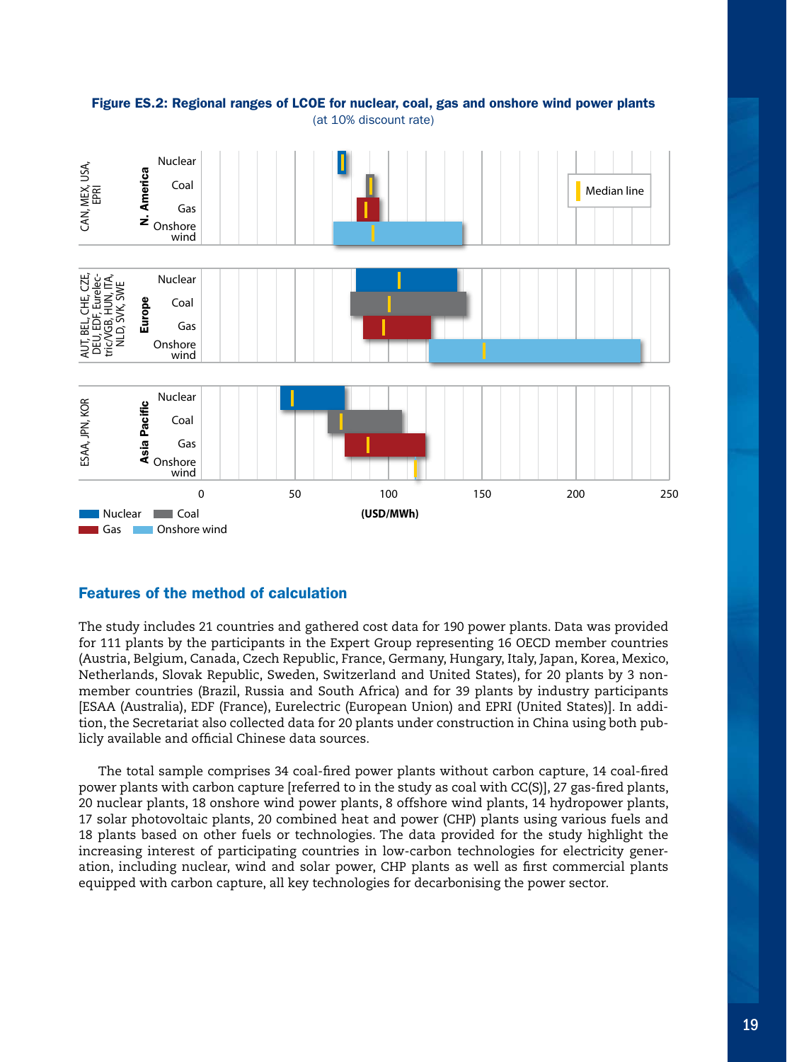**Figure ES.2: Regional ranges of LCOE for nuclear, coal, gas and onshore wind power plants**
(at 10% discount rate)

## Features of the method of calculation

The study includes 21 countries and gathered cost data for 190 power plants. Data was provided for 111 plants by the participants in the Expert Group representing 16 OECD member countries (Austria, Belgium, Canada, Czech Republic, France, Germany, Hungary, Italy, Japan, Korea, Mexico, Netherlands, Slovak Republic, Sweden, Switzerland and United States), for 20 plants by 3 non-member countries (Brazil, Russia and South Africa) and for 39 plants by industry participants [ESAA (Australia), EDF (France), Eurelectric (European Union) and EPRI (United States)]. In addition, the Secretariat also collected data for 20 plants under construction in China using both publicly available and official Chinese data sources.

The total sample comprises 34 coal-fired power plants without carbon capture, 14 coal-fired power plants with carbon capture [referred to in the study as coal with CC(S)], 27 gas-fired plants, 20 nuclear plants, 18 onshore wind power plants, 8 offshore wind plants, 14 hydropower plants, 17 solar photovoltaic plants, 20 combined heat and power (CHP) plants using various fuels and 18 plants based on other fuels or technologies. The data provided for the study highlight the increasing interest of participating countries in low-carbon technologies for electricity generation, including nuclear, wind and solar power, CHP plants as well as first commercial plants equipped with carbon capture, all key technologies for decarbonising the power sector.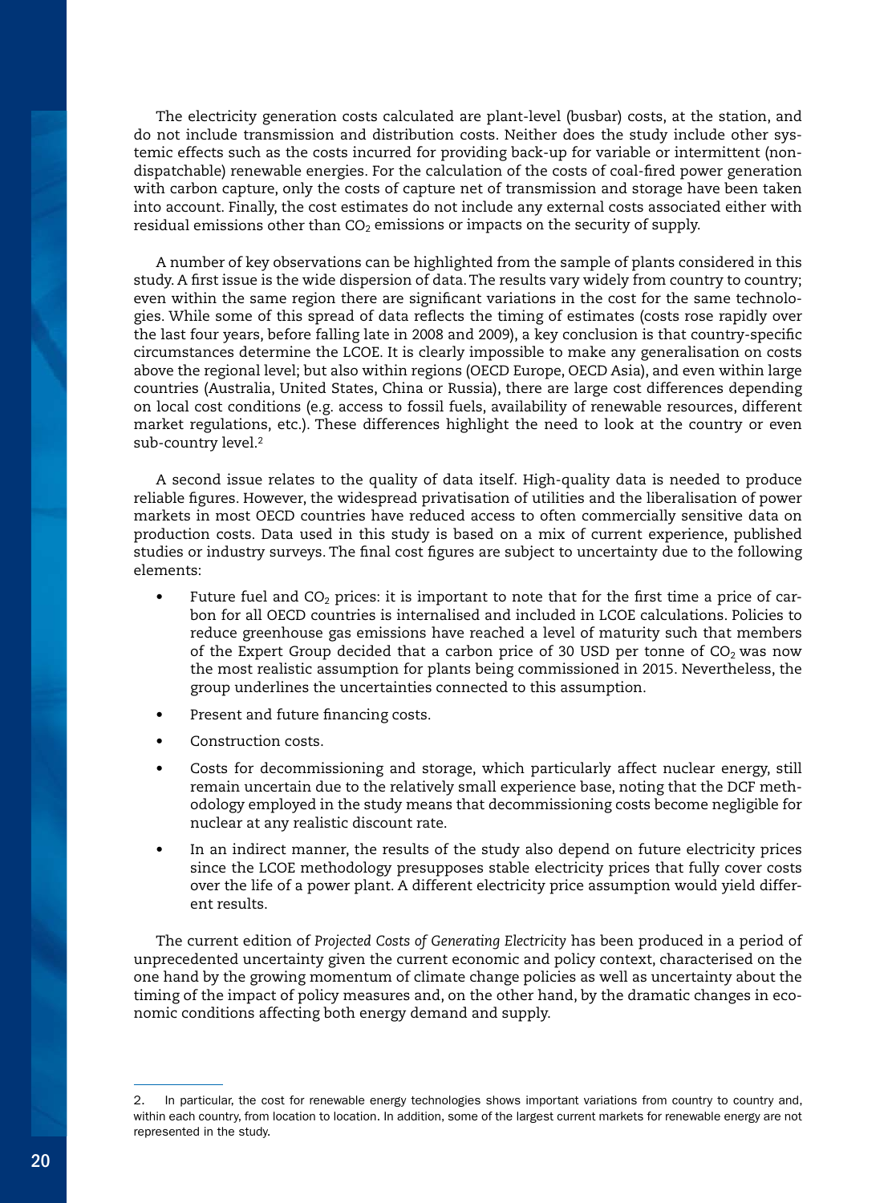The electricity generation costs calculated are plant-level (busbar) costs, at the station, and do not include transmission and distribution costs. Neither does the study include other systemic effects such as the costs incurred for providing back-up for variable or intermittent (non-dispatchable) renewable energies. For the calculation of the costs of coal-fired power generation with carbon capture, only the costs of capture net of transmission and storage have been taken into account. Finally, the cost estimates do not include any external costs associated either with residual emissions other than $CO_2$ emissions or impacts on the security of supply.

A number of key observations can be highlighted from the sample of plants considered in this study. A first issue is the wide dispersion of data. The results vary widely from country to country; even within the same region there are significant variations in the cost for the same technologies. While some of this spread of data reflects the timing of estimates (costs rose rapidly over the last four years, before falling late in 2008 and 2009), a key conclusion is that country-specific circumstances determine the LCOE. It is clearly impossible to make any generalisation on costs above the regional level; but also within regions (OECD Europe, OECD Asia), and even within large countries (Australia, United States, China or Russia), there are large cost differences depending on local cost conditions (e.g. access to fossil fuels, availability of renewable resources, different market regulations, etc.). These differences highlight the need to look at the country or even sub-country level.[2]

A second issue relates to the quality of data itself. High-quality data is needed to produce reliable figures. However, the widespread privatisation of utilities and the liberalisation of power markets in most OECD countries have reduced access to often commercially sensitive data on production costs. Data used in this study is based on a mix of current experience, published studies or industry surveys. The final cost figures are subject to uncertainty due to the following elements:

- Future fuel and $CO_2$ prices: it is important to note that for the first time a price of carbon for all OECD countries is internalised and included in LCOE calculations. Policies to reduce greenhouse gas emissions have reached a level of maturity such that members of the Expert Group decided that a carbon price of 30 USD per tonne of $CO_2$ was now the most realistic assumption for plants being commissioned in 2015. Nevertheless, the group underlines the uncertainties connected to this assumption.
- Present and future financing costs.
- Construction costs.
- Costs for decommissioning and storage, which particularly affect nuclear energy, still remain uncertain due to the relatively small experience base, noting that the DCF methodology employed in the study means that decommissioning costs become negligible for nuclear at any realistic discount rate.
- In an indirect manner, the results of the study also depend on future electricity prices since the LCOE methodology presupposes stable electricity prices that fully cover costs over the life of a power plant. A different electricity price assumption would yield different results.

The current edition of *Projected Costs of Generating Electricity* has been produced in a period of unprecedented uncertainty given the current economic and policy context, characterised on the one hand by the growing momentum of climate change policies as well as uncertainty about the timing of the impact of policy measures and, on the other hand, by the dramatic changes in economic conditions affecting both energy demand and supply.

2. In particular, the cost for renewable energy technologies shows important variations from country to country and, within each country, from location to location. In addition, some of the largest current markets for renewable energy are not represented in the study.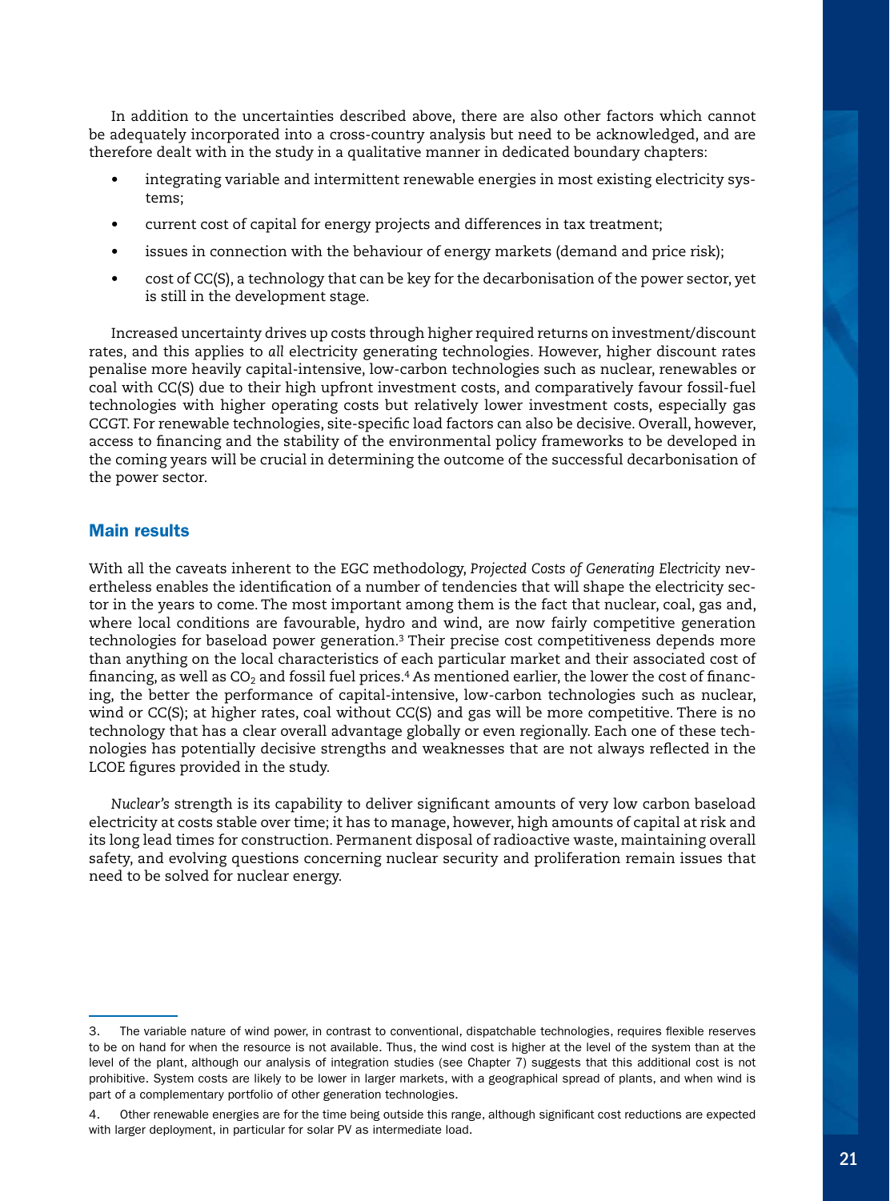In addition to the uncertainties described above, there are also other factors which cannot be adequately incorporated into a cross-country analysis but need to be acknowledged, and are therefore dealt with in the study in a qualitative manner in dedicated boundary chapters:

- integrating variable and intermittent renewable energies in most existing electricity systems;
- current cost of capital for energy projects and differences in tax treatment;
- issues in connection with the behaviour of energy markets (demand and price risk);
- cost of CC(S), a technology that can be key for the decarbonisation of the power sector, yet is still in the development stage.

Increased uncertainty drives up costs through higher required returns on investment/discount rates, and this applies to *all* electricity generating technologies. However, higher discount rates penalise more heavily capital-intensive, low-carbon technologies such as nuclear, renewables or coal with CC(S) due to their high upfront investment costs, and comparatively favour fossil-fuel technologies with higher operating costs but relatively lower investment costs, especially gas CCGT. For renewable technologies, site-specific load factors can also be decisive. Overall, however, access to financing and the stability of the environmental policy frameworks to be developed in the coming years will be crucial in determining the outcome of the successful decarbonisation of the power sector.

## Main results

With all the caveats inherent to the EGC methodology, *Projected Costs of Generating Electricity* nevertheless enables the identification of a number of tendencies that will shape the electricity sector in the years to come. The most important among them is the fact that nuclear, coal, gas and, where local conditions are favourable, hydro and wind, are now fairly competitive generation technologies for baseload power generation.[3] Their precise cost competitiveness depends more than anything on the local characteristics of each particular market and their associated cost of financing, as well as $CO_2$ and fossil fuel prices.[4] As mentioned earlier, the lower the cost of financing, the better the performance of capital-intensive, low-carbon technologies such as nuclear, wind or CC(S); at higher rates, coal without CC(S) and gas will be more competitive. There is no technology that has a clear overall advantage globally or even regionally. Each one of these technologies has potentially decisive strengths and weaknesses that are not always reflected in the LCOE figures provided in the study.

*Nuclear's* strength is its capability to deliver significant amounts of very low carbon baseload electricity at costs stable over time; it has to manage, however, high amounts of capital at risk and its long lead times for construction. Permanent disposal of radioactive waste, maintaining overall safety, and evolving questions concerning nuclear security and proliferation remain issues that need to be solved for nuclear energy.

---

3. The variable nature of wind power, in contrast to conventional, dispatchable technologies, requires flexible reserves to be on hand for when the resource is not available. Thus, the wind cost is higher at the level of the system than at the level of the plant, although our analysis of integration studies (see Chapter 7) suggests that this additional cost is not prohibitive. System costs are likely to be lower in larger markets, with a geographical spread of plants, and when wind is part of a complementary portfolio of other generation technologies.

4. Other renewable energies are for the time being outside this range, although significant cost reductions are expected with larger deployment, in particular for solar PV as intermediate load.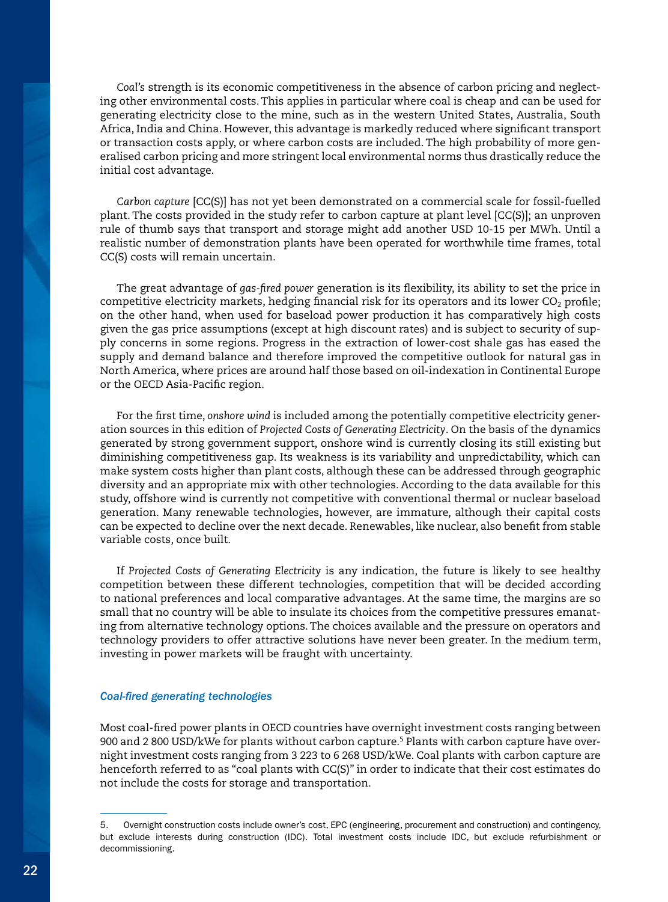*Coal's* strength is its economic competitiveness in the absence of carbon pricing and neglecting other environmental costs. This applies in particular where coal is cheap and can be used for generating electricity close to the mine, such as in the western United States, Australia, South Africa, India and China. However, this advantage is markedly reduced where significant transport or transaction costs apply, or where carbon costs are included. The high probability of more generalised carbon pricing and more stringent local environmental norms thus drastically reduce the initial cost advantage.

*Carbon capture* [CC(S)] has not yet been demonstrated on a commercial scale for fossil-fuelled plant. The costs provided in the study refer to carbon capture at plant level [CC(S)]; an unproven rule of thumb says that transport and storage might add another USD 10-15 per MWh. Until a realistic number of demonstration plants have been operated for worthwhile time frames, total CC(S) costs will remain uncertain.

The great advantage of *gas-fired power* generation is its flexibility, its ability to set the price in competitive electricity markets, hedging financial risk for its operators and its lower $CO_2$ profile; on the other hand, when used for baseload power production it has comparatively high costs given the gas price assumptions (except at high discount rates) and is subject to security of supply concerns in some regions. Progress in the extraction of lower-cost shale gas has eased the supply and demand balance and therefore improved the competitive outlook for natural gas in North America, where prices are around half those based on oil-indexation in Continental Europe or the OECD Asia-Pacific region.

For the first time, *onshore wind* is included among the potentially competitive electricity generation sources in this edition of *Projected Costs of Generating Electricity*. On the basis of the dynamics generated by strong government support, onshore wind is currently closing its still existing but diminishing competitiveness gap. Its weakness is its variability and unpredictability, which can make system costs higher than plant costs, although these can be addressed through geographic diversity and an appropriate mix with other technologies. According to the data available for this study, offshore wind is currently not competitive with conventional thermal or nuclear baseload generation. Many renewable technologies, however, are immature, although their capital costs can be expected to decline over the next decade. Renewables, like nuclear, also benefit from stable variable costs, once built.

If *Projected Costs of Generating Electricity* is any indication, the future is likely to see healthy competition between these different technologies, competition that will be decided according to national preferences and local comparative advantages. At the same time, the margins are so small that no country will be able to insulate its choices from the competitive pressures emanating from alternative technology options. The choices available and the pressure on operators and technology providers to offer attractive solutions have never been greater. In the medium term, investing in power markets will be fraught with uncertainty.

### *Coal-fired generating technologies*

Most coal-fired power plants in OECD countries have overnight investment costs ranging between 900 and 2 800 USD/kWe for plants without carbon capture.[5] Plants with carbon capture have overnight investment costs ranging from 3 223 to 6 268 USD/kWe. Coal plants with carbon capture are henceforth referred to as "coal plants with CC(S)" in order to indicate that their cost estimates do not include the costs for storage and transportation.

5. Overnight construction costs include owner's cost, EPC (engineering, procurement and construction) and contingency, but exclude interests during construction (IDC). Total investment costs include IDC, but exclude refurbishment or decommissioning.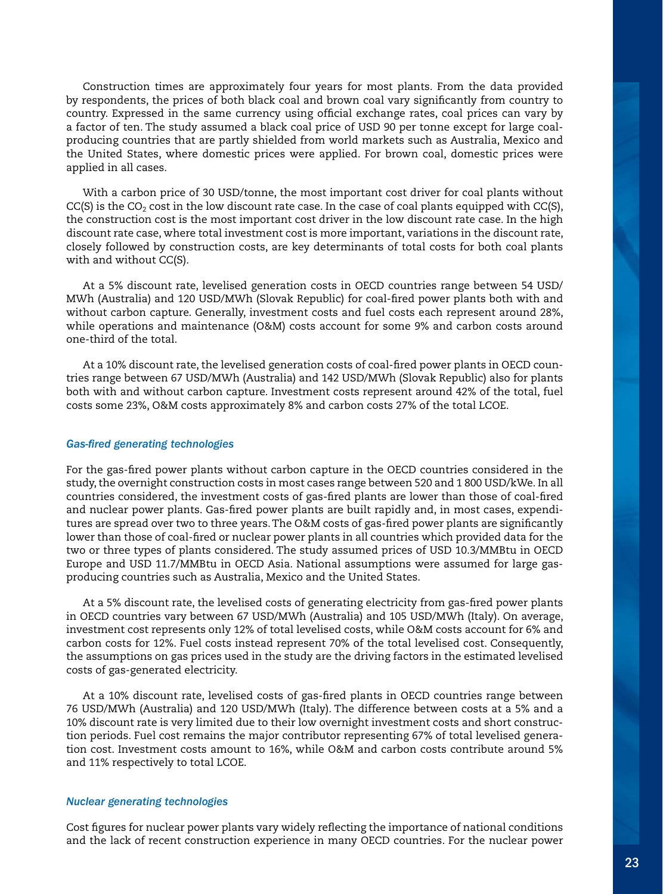Construction times are approximately four years for most plants. From the data provided by respondents, the prices of both black coal and brown coal vary significantly from country to country. Expressed in the same currency using official exchange rates, coal prices can vary by a factor of ten. The study assumed a black coal price of USD 90 per tonne except for large coal-producing countries that are partly shielded from world markets such as Australia, Mexico and the United States, where domestic prices were applied. For brown coal, domestic prices were applied in all cases.

With a carbon price of 30 USD/tonne, the most important cost driver for coal plants without CC(S) is the $CO_2$ cost in the low discount rate case. In the case of coal plants equipped with CC(S), the construction cost is the most important cost driver in the low discount rate case. In the high discount rate case, where total investment cost is more important, variations in the discount rate, closely followed by construction costs, are key determinants of total costs for both coal plants with and without CC(S).

At a 5% discount rate, levelised generation costs in OECD countries range between 54 USD/MWh (Australia) and 120 USD/MWh (Slovak Republic) for coal-fired power plants both with and without carbon capture. Generally, investment costs and fuel costs each represent around 28%, while operations and maintenance (O&M) costs account for some 9% and carbon costs around one-third of the total.

At a 10% discount rate, the levelised generation costs of coal-fired power plants in OECD countries range between 67 USD/MWh (Australia) and 142 USD/MWh (Slovak Republic) also for plants both with and without carbon capture. Investment costs represent around 42% of the total, fuel costs some 23%, O&M costs approximately 8% and carbon costs 27% of the total LCOE.

### *Gas-fired generating technologies*

For the gas-fired power plants without carbon capture in the OECD countries considered in the study, the overnight construction costs in most cases range between 520 and 1 800 USD/kWe. In all countries considered, the investment costs of gas-fired plants are lower than those of coal-fired and nuclear power plants. Gas-fired power plants are built rapidly and, in most cases, expenditures are spread over two to three years. The O&M costs of gas-fired power plants are significantly lower than those of coal-fired or nuclear power plants in all countries which provided data for the two or three types of plants considered. The study assumed prices of USD 10.3/MMBtu in OECD Europe and USD 11.7/MMBtu in OECD Asia. National assumptions were assumed for large gas-producing countries such as Australia, Mexico and the United States.

At a 5% discount rate, the levelised costs of generating electricity from gas-fired power plants in OECD countries vary between 67 USD/MWh (Australia) and 105 USD/MWh (Italy). On average, investment cost represents only 12% of total levelised costs, while O&M costs account for 6% and carbon costs for 12%. Fuel costs instead represent 70% of the total levelised cost. Consequently, the assumptions on gas prices used in the study are the driving factors in the estimated levelised costs of gas-generated electricity.

At a 10% discount rate, levelised costs of gas-fired plants in OECD countries range between 76 USD/MWh (Australia) and 120 USD/MWh (Italy). The difference between costs at a 5% and a 10% discount rate is very limited due to their low overnight investment costs and short construction periods. Fuel cost remains the major contributor representing 67% of total levelised generation cost. Investment costs amount to 16%, while O&M and carbon costs contribute around 5% and 11% respectively to total LCOE.

### *Nuclear generating technologies*

Cost figures for nuclear power plants vary widely reflecting the importance of national conditions and the lack of recent construction experience in many OECD countries. For the nuclear power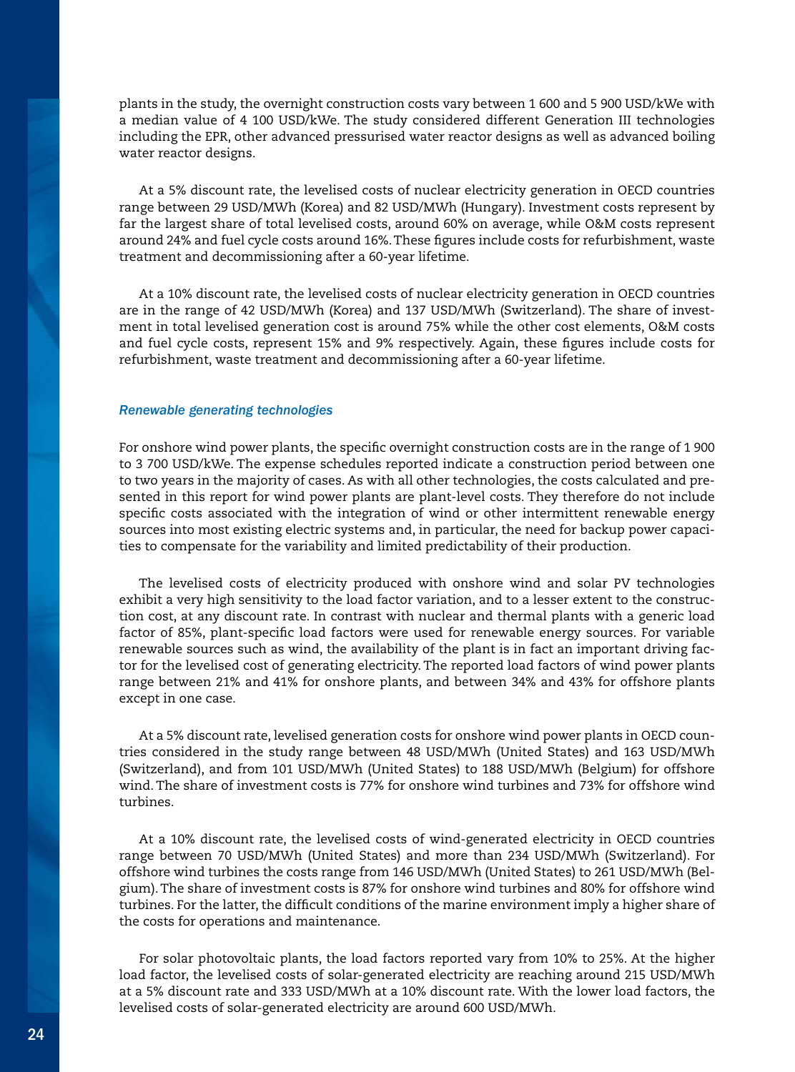plants in the study, the overnight construction costs vary between 1 600 and 5 900 USD/kWe with a median value of 4 100 USD/kWe. The study considered different Generation III technologies including the EPR, other advanced pressurised water reactor designs as well as advanced boiling water reactor designs.

At a 5% discount rate, the levelised costs of nuclear electricity generation in OECD countries range between 29 USD/MWh (Korea) and 82 USD/MWh (Hungary). Investment costs represent by far the largest share of total levelised costs, around 60% on average, while O&M costs represent around 24% and fuel cycle costs around 16%. These figures include costs for refurbishment, waste treatment and decommissioning after a 60-year lifetime.

At a 10% discount rate, the levelised costs of nuclear electricity generation in OECD countries are in the range of 42 USD/MWh (Korea) and 137 USD/MWh (Switzerland). The share of investment in total levelised generation cost is around 75% while the other cost elements, O&M costs and fuel cycle costs, represent 15% and 9% respectively. Again, these figures include costs for refurbishment, waste treatment and decommissioning after a 60-year lifetime.

### *Renewable generating technologies*

For onshore wind power plants, the specific overnight construction costs are in the range of 1 900 to 3 700 USD/kWe. The expense schedules reported indicate a construction period between one to two years in the majority of cases. As with all other technologies, the costs calculated and presented in this report for wind power plants are plant-level costs. They therefore do not include specific costs associated with the integration of wind or other intermittent renewable energy sources into most existing electric systems and, in particular, the need for backup power capacities to compensate for the variability and limited predictability of their production.

The levelised costs of electricity produced with onshore wind and solar PV technologies exhibit a very high sensitivity to the load factor variation, and to a lesser extent to the construction cost, at any discount rate. In contrast with nuclear and thermal plants with a generic load factor of 85%, plant-specific load factors were used for renewable energy sources. For variable renewable sources such as wind, the availability of the plant is in fact an important driving factor for the levelised cost of generating electricity. The reported load factors of wind power plants range between 21% and 41% for onshore plants, and between 34% and 43% for offshore plants except in one case.

At a 5% discount rate, levelised generation costs for onshore wind power plants in OECD countries considered in the study range between 48 USD/MWh (United States) and 163 USD/MWh (Switzerland), and from 101 USD/MWh (United States) to 188 USD/MWh (Belgium) for offshore wind. The share of investment costs is 77% for onshore wind turbines and 73% for offshore wind turbines.

At a 10% discount rate, the levelised costs of wind-generated electricity in OECD countries range between 70 USD/MWh (United States) and more than 234 USD/MWh (Switzerland). For offshore wind turbines the costs range from 146 USD/MWh (United States) to 261 USD/MWh (Belgium). The share of investment costs is 87% for onshore wind turbines and 80% for offshore wind turbines. For the latter, the difficult conditions of the marine environment imply a higher share of the costs for operations and maintenance.

For solar photovoltaic plants, the load factors reported vary from 10% to 25%. At the higher load factor, the levelised costs of solar-generated electricity are reaching around 215 USD/MWh at a 5% discount rate and 333 USD/MWh at a 10% discount rate. With the lower load factors, the levelised costs of solar-generated electricity are around 600 USD/MWh.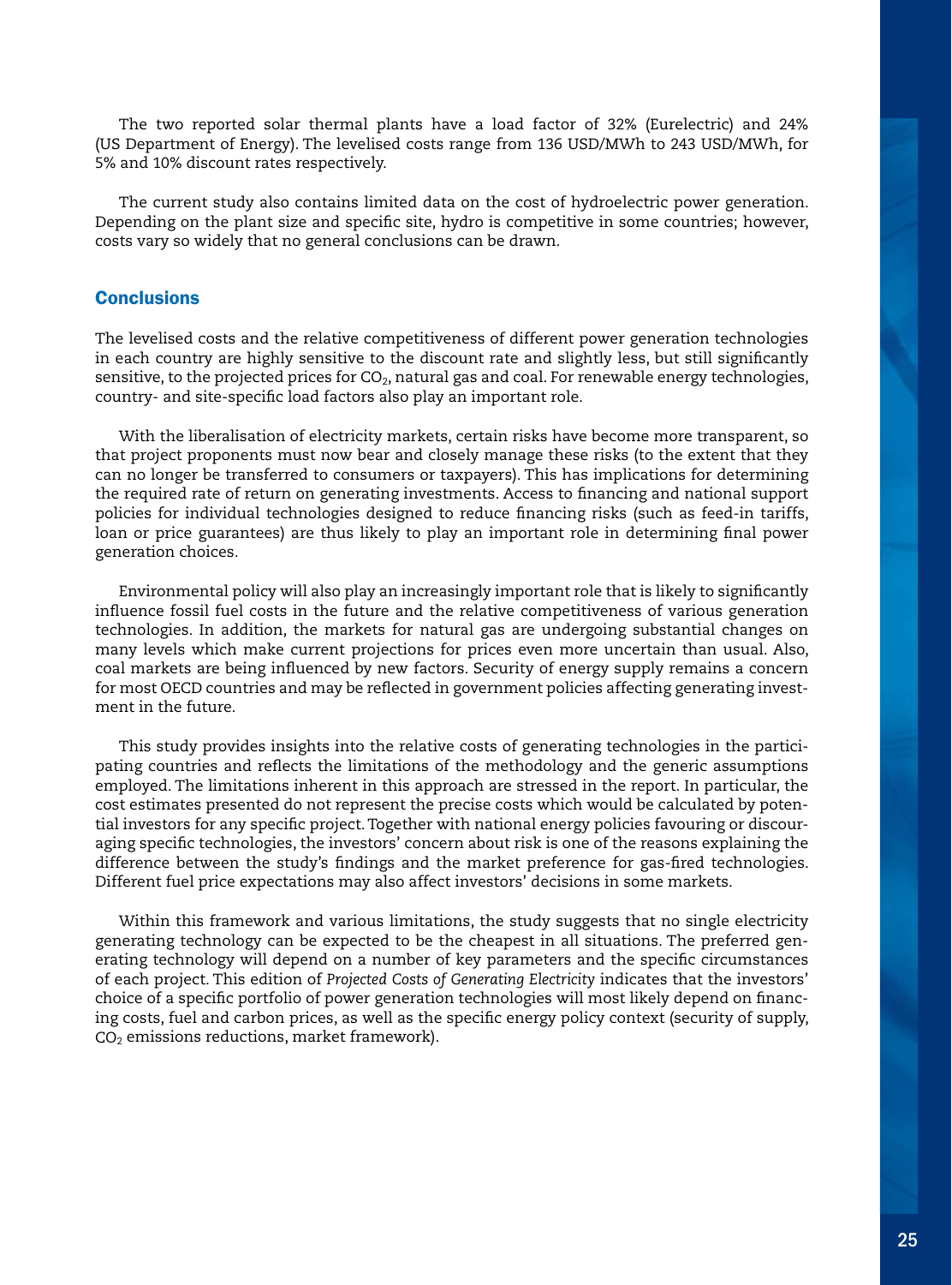The two reported solar thermal plants have a load factor of 32% (Eurelectric) and 24% (US Department of Energy). The levelised costs range from 136 USD/MWh to 243 USD/MWh, for 5% and 10% discount rates respectively.

The current study also contains limited data on the cost of hydroelectric power generation. Depending on the plant size and specific site, hydro is competitive in some countries; however, costs vary so widely that no general conclusions can be drawn.

## Conclusions

The levelised costs and the relative competitiveness of different power generation technologies in each country are highly sensitive to the discount rate and slightly less, but still significantly sensitive, to the projected prices for $CO_2$, natural gas and coal. For renewable energy technologies, country- and site-specific load factors also play an important role.

With the liberalisation of electricity markets, certain risks have become more transparent, so that project proponents must now bear and closely manage these risks (to the extent that they can no longer be transferred to consumers or taxpayers). This has implications for determining the required rate of return on generating investments. Access to financing and national support policies for individual technologies designed to reduce financing risks (such as feed-in tariffs, loan or price guarantees) are thus likely to play an important role in determining final power generation choices.

Environmental policy will also play an increasingly important role that is likely to significantly influence fossil fuel costs in the future and the relative competitiveness of various generation technologies. In addition, the markets for natural gas are undergoing substantial changes on many levels which make current projections for prices even more uncertain than usual. Also, coal markets are being influenced by new factors. Security of energy supply remains a concern for most OECD countries and may be reflected in government policies affecting generating investment in the future.

This study provides insights into the relative costs of generating technologies in the participating countries and reflects the limitations of the methodology and the generic assumptions employed. The limitations inherent in this approach are stressed in the report. In particular, the cost estimates presented do not represent the precise costs which would be calculated by potential investors for any specific project. Together with national energy policies favouring or discouraging specific technologies, the investors' concern about risk is one of the reasons explaining the difference between the study's findings and the market preference for gas-fired technologies. Different fuel price expectations may also affect investors' decisions in some markets.

Within this framework and various limitations, the study suggests that no single electricity generating technology can be expected to be the cheapest in all situations. The preferred generating technology will depend on a number of key parameters and the specific circumstances of each project. This edition of *Projected Costs of Generating Electricity* indicates that the investors' choice of a specific portfolio of power generation technologies will most likely depend on financing costs, fuel and carbon prices, as well as the specific energy policy context (security of supply, $CO_2$ emissions reductions, market framework).